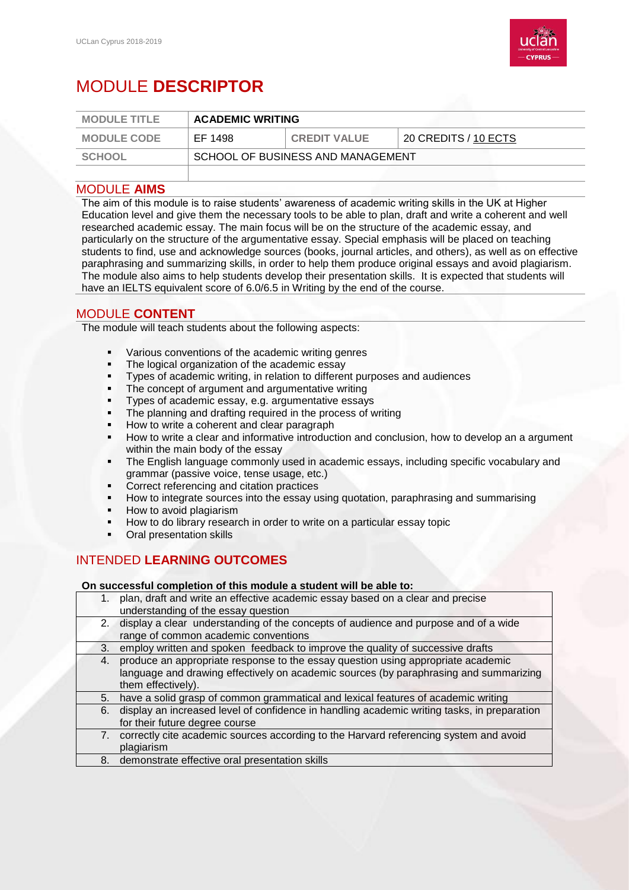# MODULE **DESCRIPTOR**

| MODULE TITLE | ACADEMIC WRITING | | |
| --- | --- | --- | --- |
| MODULE CODE | EF 1498 | CREDIT VALUE | 20 CREDITS / 10 ECTS |
| SCHOOL | SCHOOL OF BUSINESS AND MANAGEMENT | | |
| | | | |

## MODULE **AIMS**

The aim of this module is to raise students' awareness of academic writing skills in the UK at Higher Education level and give them the necessary tools to be able to plan, draft and write a coherent and well researched academic essay. The main focus will be on the structure of the academic essay, and particularly on the structure of the argumentative essay. Special emphasis will be placed on teaching students to find, use and acknowledge sources (books, journal articles, and others), as well as on effective paraphrasing and summarizing skills, in order to help them produce original essays and avoid plagiarism. The module also aims to help students develop their presentation skills. It is expected that students will have an IELTS equivalent score of 6.0/6.5 in Writing by the end of the course.

## MODULE **CONTENT**

The module will teach students about the following aspects:

- Various conventions of the academic writing genres
- The logical organization of the academic essay
- Types of academic writing, in relation to different purposes and audiences
- The concept of argument and argumentative writing
- Types of academic essay, e.g. argumentative essays
- The planning and drafting required in the process of writing
- How to write a coherent and clear paragraph
- How to write a clear and informative introduction and conclusion, how to develop an a argument within the main body of the essay
- The English language commonly used in academic essays, including specific vocabulary and grammar (passive voice, tense usage, etc.)
- Correct referencing and citation practices
- How to integrate sources into the essay using quotation, paraphrasing and summarising
- How to avoid plagiarism
- How to do library research in order to write on a particular essay topic
- Oral presentation skills

## INTENDED **LEARNING OUTCOMES**

**On successful completion of this module a student will be able to:**

| | |
| --- | --- |
| 1. | plan, draft and write an effective academic essay based on a clear and precise understanding of the essay question |
| 2. | display a clear understanding of the concepts of audience and purpose and of a wide range of common academic conventions |
| 3. | employ written and spoken feedback to improve the quality of successive drafts |
| 4. | produce an appropriate response to the essay question using appropriate academic language and drawing effectively on academic sources (by paraphrasing and summarizing them effectively). |
| 5. | have a solid grasp of common grammatical and lexical features of academic writing |
| 6. | display an increased level of confidence in handling academic writing tasks, in preparation for their future degree course |
| 7. | correctly cite academic sources according to the Harvard referencing system and avoid plagiarism |
| 8. | demonstrate effective oral presentation skills |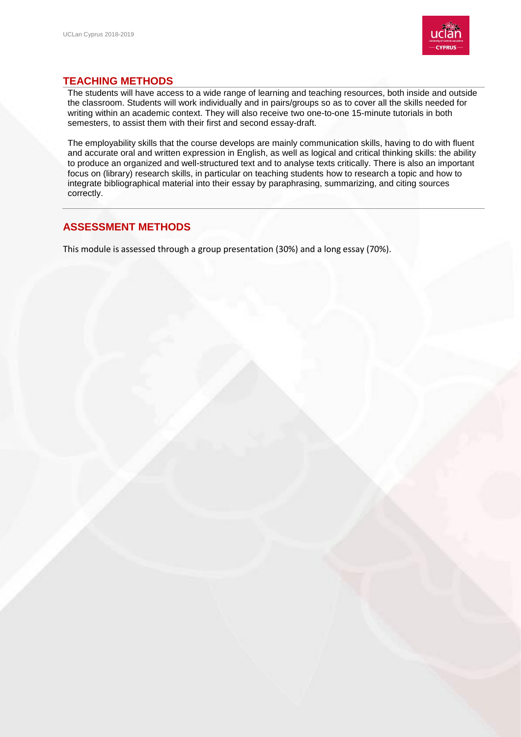## TEACHING METHODS

The students will have access to a wide range of learning and teaching resources, both inside and outside the classroom. Students will work individually and in pairs/groups so as to cover all the skills needed for writing within an academic context. They will also receive two one-to-one 15-minute tutorials in both semesters, to assist them with their first and second essay-draft.

The employability skills that the course develops are mainly communication skills, having to do with fluent and accurate oral and written expression in English, as well as logical and critical thinking skills: the ability to produce an organized and well-structured text and to analyse texts critically. There is also an important focus on (library) research skills, in particular on teaching students how to research a topic and how to integrate bibliographical material into their essay by paraphrasing, summarizing, and citing sources correctly.

## ASSESSMENT METHODS

This module is assessed through a group presentation (30%) and a long essay (70%).